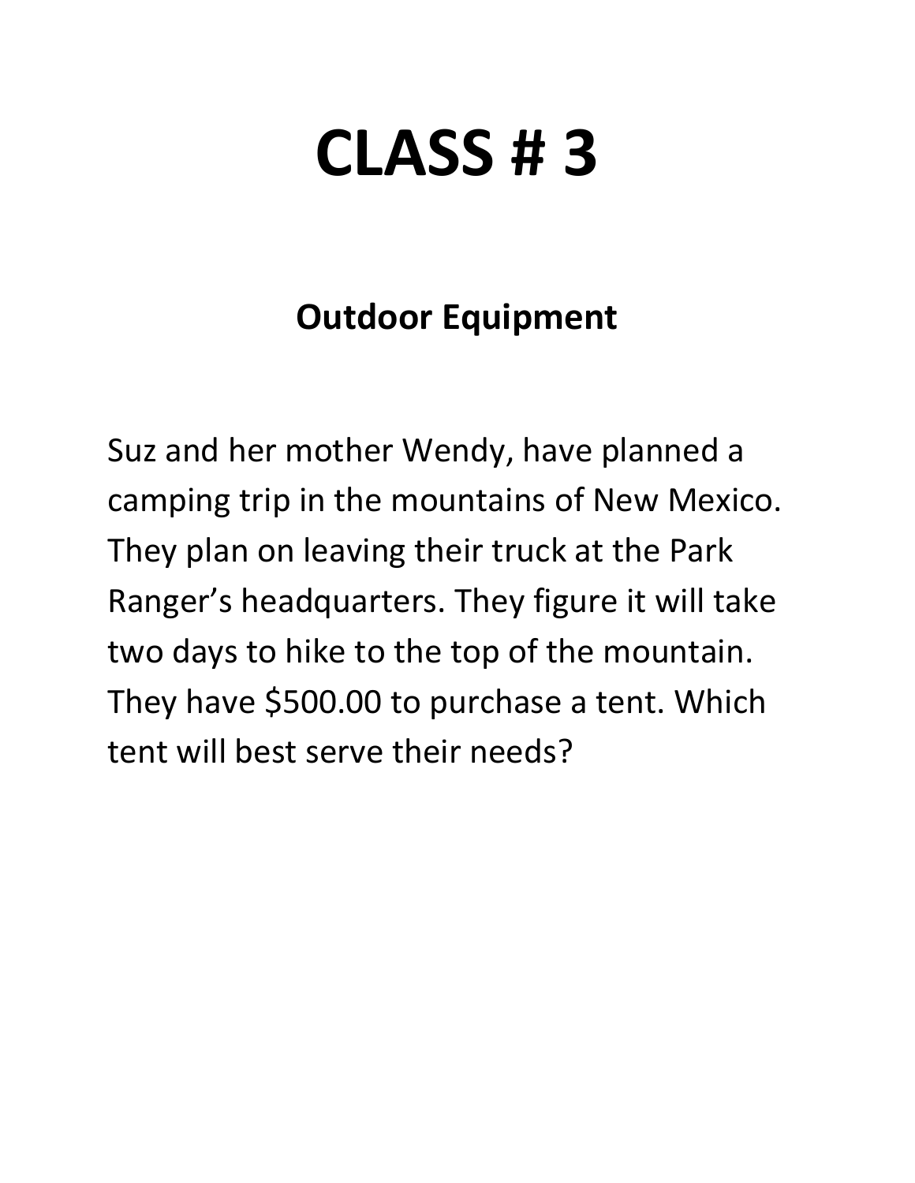# CLASS # 3

## Outdoor Equipment

Suz and her mother Wendy, have planned a camping trip in the mountains of New Mexico. They plan on leaving their truck at the Park Ranger's headquarters. They figure it will take two days to hike to the top of the mountain. They have $500.00 to purchase a tent. Which tent will best serve their needs?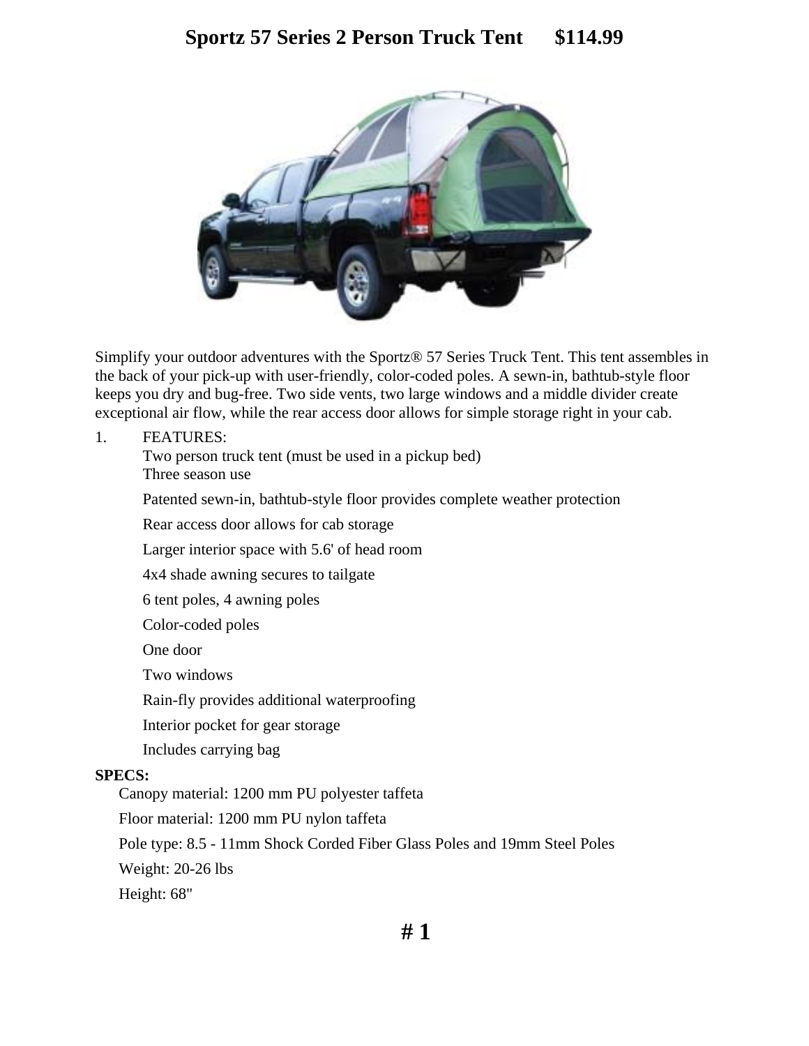# Sportz 57 Series 2 Person Truck Tent      $114.99

Simplify your outdoor adventures with the Sportz® 57 Series Truck Tent. This tent assembles in the back of your pick-up with user-friendly, color-coded poles. A sewn-in, bathtub-style floor keeps you dry and bug-free. Two side vents, two large windows and a middle divider create exceptional air flow, while the rear access door allows for simple storage right in your cab.

1. FEATURES:
   - Two person truck tent (must be used in a pickup bed)
   - Three season use
   - Patented sewn-in, bathtub-style floor provides complete weather protection
   - Rear access door allows for cab storage
   - Larger interior space with 5.6' of head room
   - 4x4 shade awning secures to tailgate
   - 6 tent poles, 4 awning poles
   - Color-coded poles
   - One door
   - Two windows
   - Rain-fly provides additional waterproofing
   - Interior pocket for gear storage
   - Includes carrying bag

**SPECS:**

- Canopy material: 1200 mm PU polyester taffeta
- Floor material: 1200 mm PU nylon taffeta
- Pole type: 8.5 - 11mm Shock Corded Fiber Glass Poles and 19mm Steel Poles
- Weight: 20-26 lbs
- Height: 68"

**# 1**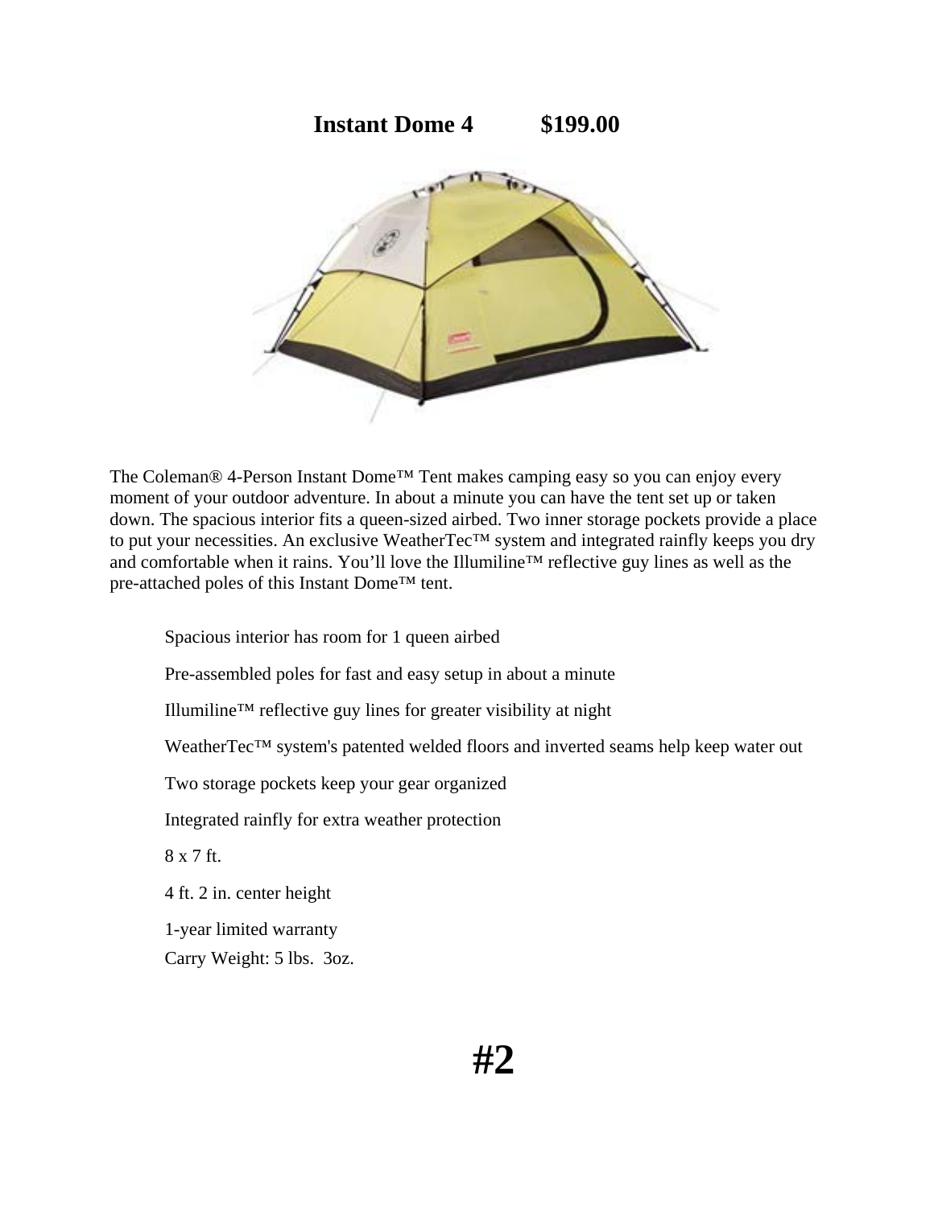# Instant Dome 4 $199.00

The Coleman® 4-Person Instant Dome™ Tent makes camping easy so you can enjoy every moment of your outdoor adventure. In about a minute you can have the tent set up or taken down. The spacious interior fits a queen-sized airbed. Two inner storage pockets provide a place to put your necessities. An exclusive WeatherTec™ system and integrated rainfly keeps you dry and comfortable when it rains. You'll love the Illumiline™ reflective guy lines as well as the pre-attached poles of this Instant Dome™ tent.

- Spacious interior has room for 1 queen airbed
- Pre-assembled poles for fast and easy setup in about a minute
- Illumiline™ reflective guy lines for greater visibility at night
- WeatherTec™ system's patented welded floors and inverted seams help keep water out
- Two storage pockets keep your gear organized
- Integrated rainfly for extra weather protection
- 8 x 7 ft.
- 4 ft. 2 in. center height
- 1-year limited warranty
- Carry Weight: 5 lbs. 3oz.

# #2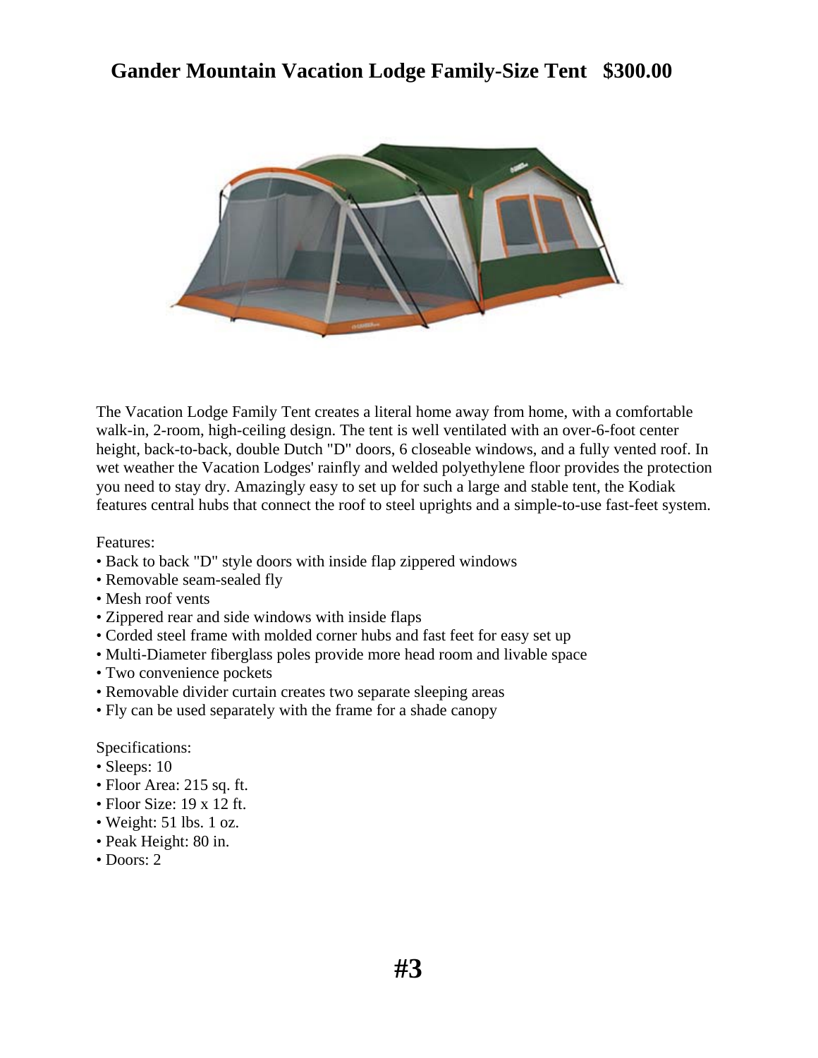## Gander Mountain Vacation Lodge Family-Size Tent $300.00

The Vacation Lodge Family Tent creates a literal home away from home, with a comfortable walk-in, 2-room, high-ceiling design. The tent is well ventilated with an over-6-foot center height, back-to-back, double Dutch "D" doors, 6 closeable windows, and a fully vented roof. In wet weather the Vacation Lodges' rainfly and welded polyethylene floor provides the protection you need to stay dry. Amazingly easy to set up for such a large and stable tent, the Kodiak features central hubs that connect the roof to steel uprights and a simple-to-use fast-feet system.

Features:

- Back to back "D" style doors with inside flap zippered windows
- Removable seam-sealed fly
- Mesh roof vents
- Zippered rear and side windows with inside flaps
- Corded steel frame with molded corner hubs and fast feet for easy set up
- Multi-Diameter fiberglass poles provide more head room and livable space
- Two convenience pockets
- Removable divider curtain creates two separate sleeping areas
- Fly can be used separately with the frame for a shade canopy

Specifications:

- Sleeps: 10
- Floor Area: 215 sq. ft.
- Floor Size: 19 x 12 ft.
- Weight: 51 lbs. 1 oz.
- Peak Height: 80 in.
- Doors: 2

**#3**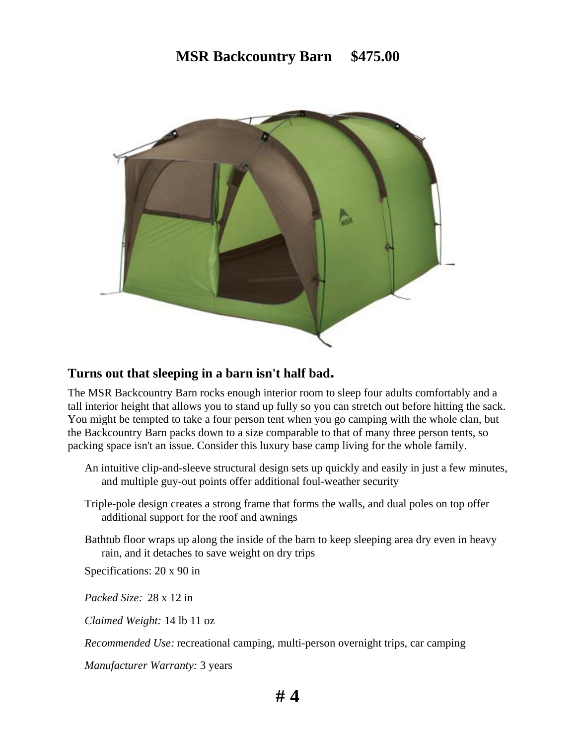## MSR Backcountry Barn     $475.00

### Turns out that sleeping in a barn isn't half bad.

The MSR Backcountry Barn rocks enough interior room to sleep four adults comfortably and a tall interior height that allows you to stand up fully so you can stretch out before hitting the sack. You might be tempted to take a four person tent when you go camping with the whole clan, but the Backcountry Barn packs down to a size comparable to that of many three person tents, so packing space isn't an issue. Consider this luxury base camp living for the whole family.

An intuitive clip-and-sleeve structural design sets up quickly and easily in just a few minutes, and multiple guy-out points offer additional foul-weather security

Triple-pole design creates a strong frame that forms the walls, and dual poles on top offer additional support for the roof and awnings

Bathtub floor wraps up along the inside of the barn to keep sleeping area dry even in heavy rain, and it detaches to save weight on dry trips

Specifications: 20 x 90 in

*Packed Size:* 28 x 12 in

*Claimed Weight:* 14 lb 11 oz

*Recommended Use:* recreational camping, multi-person overnight trips, car camping

*Manufacturer Warranty:* 3 years

# # 4